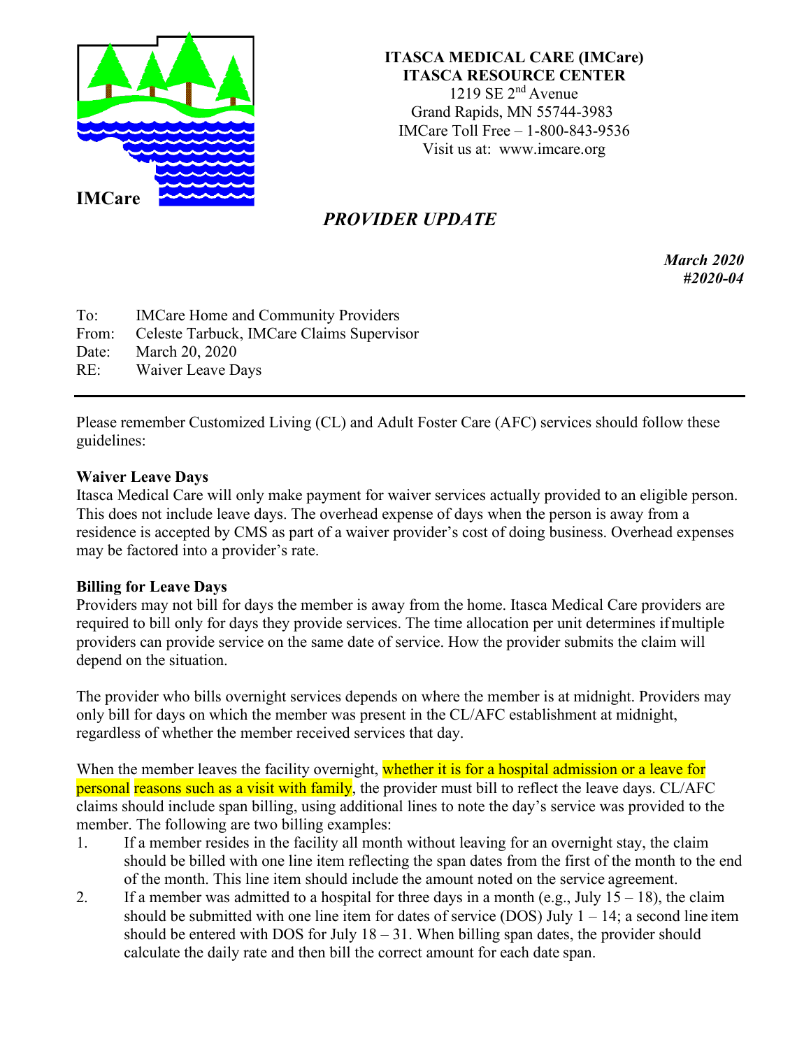**IMCare**

**ITASCA MEDICAL CARE (IMCare)**
**ITASCA RESOURCE CENTER**
1219 SE 2nd Avenue
Grand Rapids, MN 55744-3983
IMCare Toll Free – 1-800-843-9536
Visit us at: www.imcare.org

# *PROVIDER UPDATE*

***March 2020***
***#2020-04***

To: IMCare Home and Community Providers
From: Celeste Tarbuck, IMCare Claims Supervisor
Date: March 20, 2020
RE: Waiver Leave Days

---

Please remember Customized Living (CL) and Adult Foster Care (AFC) services should follow these guidelines:

**Waiver Leave Days**

Itasca Medical Care will only make payment for waiver services actually provided to an eligible person. This does not include leave days. The overhead expense of days when the person is away from a residence is accepted by CMS as part of a waiver provider's cost of doing business. Overhead expenses may be factored into a provider's rate.

**Billing for Leave Days**

Providers may not bill for days the member is away from the home. Itasca Medical Care providers are required to bill only for days they provide services. The time allocation per unit determines if multiple providers can provide service on the same date of service. How the provider submits the claim will depend on the situation.

The provider who bills overnight services depends on where the member is at midnight. Providers may only bill for days on which the member was present in the CL/AFC establishment at midnight, regardless of whether the member received services that day.

When the member leaves the facility overnight, whether it is for a hospital admission or a leave for personal reasons such as a visit with family, the provider must bill to reflect the leave days. CL/AFC claims should include span billing, using additional lines to note the day's service was provided to the member. The following are two billing examples:

1. If a member resides in the facility all month without leaving for an overnight stay, the claim should be billed with one line item reflecting the span dates from the first of the month to the end of the month. This line item should include the amount noted on the service agreement.
2. If a member was admitted to a hospital for three days in a month (e.g., July 15 – 18), the claim should be submitted with one line item for dates of service (DOS) July 1 – 14; a second line item should be entered with DOS for July 18 – 31. When billing span dates, the provider should calculate the daily rate and then bill the correct amount for each date span.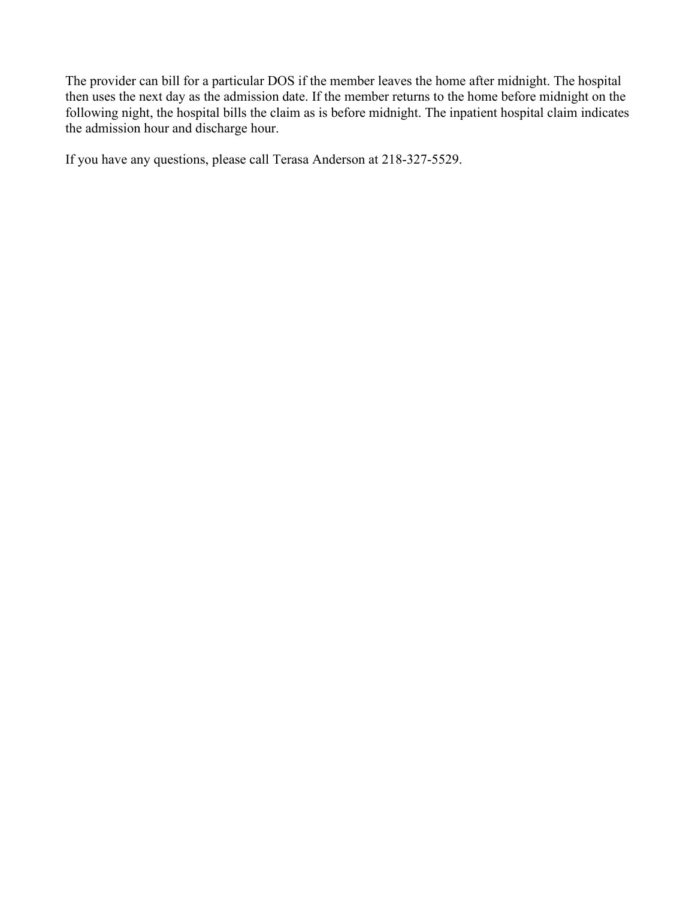The provider can bill for a particular DOS if the member leaves the home after midnight. The hospital then uses the next day as the admission date. If the member returns to the home before midnight on the following night, the hospital bills the claim as is before midnight. The inpatient hospital claim indicates the admission hour and discharge hour.

If you have any questions, please call Terasa Anderson at 218-327-5529.